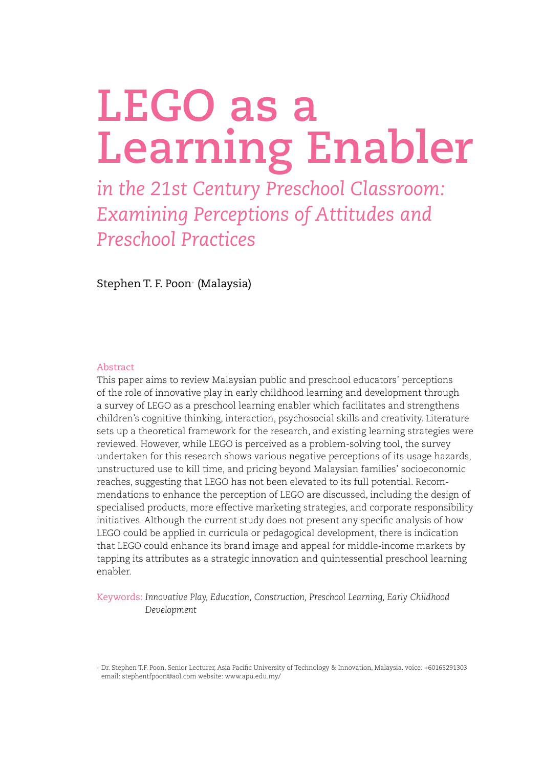# LEGO as a Learning Enabler

*in the 21st Century Preschool Classroom: Examining Perceptions of Attitudes and Preschool Practices*

Stephen T. F. Poon[+] (Malaysia)

**Abstract**

This paper aims to review Malaysian public and preschool educators' perceptions of the role of innovative play in early childhood learning and development through a survey of LEGO as a preschool learning enabler which facilitates and strengthens children's cognitive thinking, interaction, psychosocial skills and creativity. Literature sets up a theoretical framework for the research, and existing learning strategies were reviewed. However, while LEGO is perceived as a problem-solving tool, the survey undertaken for this research shows various negative perceptions of its usage hazards, unstructured use to kill time, and pricing beyond Malaysian families' socioeconomic reaches, suggesting that LEGO has not been elevated to its full potential. Recommendations to enhance the perception of LEGO are discussed, including the design of specialised products, more effective marketing strategies, and corporate responsibility initiatives. Although the current study does not present any specific analysis of how LEGO could be applied in curricula or pedagogical development, there is indication that LEGO could enhance its brand image and appeal for middle-income markets by tapping its attributes as a strategic innovation and quintessential preschool learning enabler.

**Keywords:** *Innovative Play, Education, Construction, Preschool Learning, Early Childhood Development*

[+] Dr. Stephen T.F. Poon, Senior Lecturer, Asia Pacific University of Technology & Innovation, Malaysia. voice: +60165291303 email: stephentfpoon@aol.com website: www.apu.edu.my/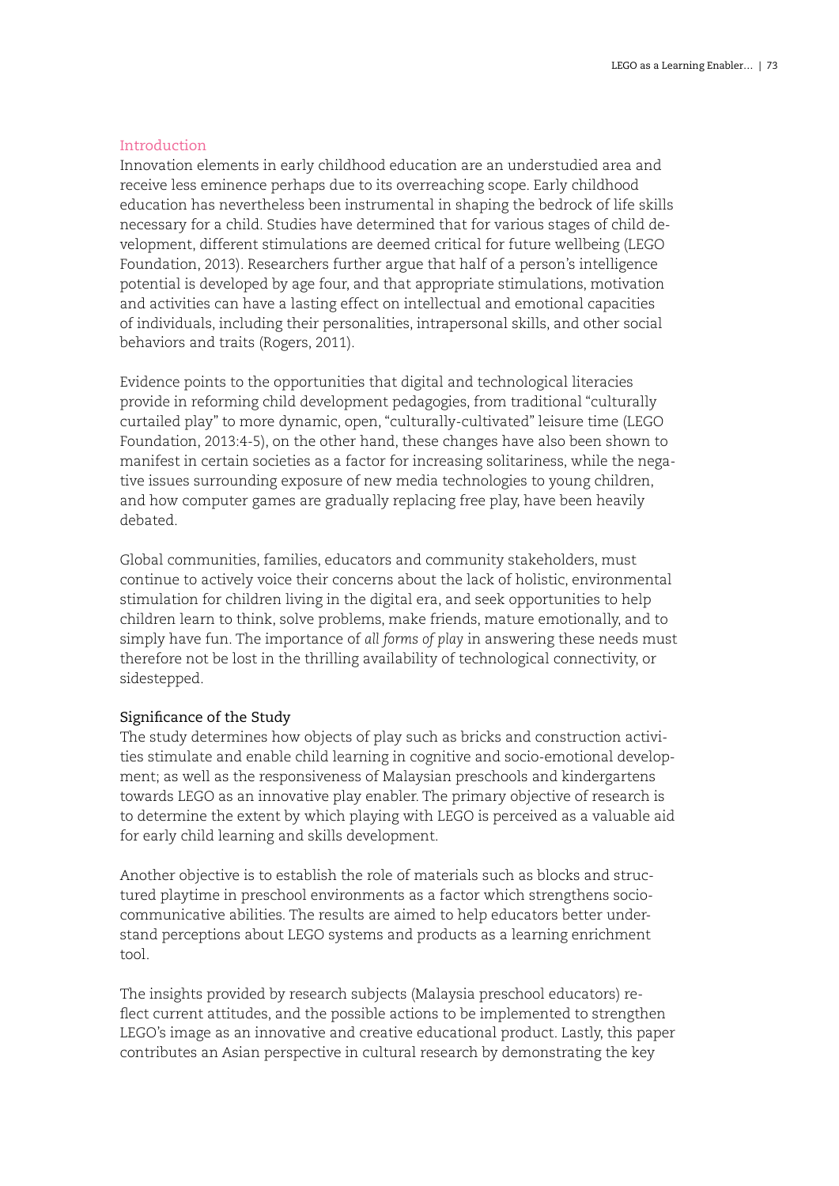## Introduction

Innovation elements in early childhood education are an understudied area and receive less eminence perhaps due to its overreaching scope. Early childhood education has nevertheless been instrumental in shaping the bedrock of life skills necessary for a child. Studies have determined that for various stages of child development, different stimulations are deemed critical for future wellbeing (LEGO Foundation, 2013). Researchers further argue that half of a person's intelligence potential is developed by age four, and that appropriate stimulations, motivation and activities can have a lasting effect on intellectual and emotional capacities of individuals, including their personalities, intrapersonal skills, and other social behaviors and traits (Rogers, 2011).

Evidence points to the opportunities that digital and technological literacies provide in reforming child development pedagogies, from traditional "culturally curtailed play" to more dynamic, open, "culturally-cultivated" leisure time (LEGO Foundation, 2013:4-5), on the other hand, these changes have also been shown to manifest in certain societies as a factor for increasing solitariness, while the negative issues surrounding exposure of new media technologies to young children, and how computer games are gradually replacing free play, have been heavily debated.

Global communities, families, educators and community stakeholders, must continue to actively voice their concerns about the lack of holistic, environmental stimulation for children living in the digital era, and seek opportunities to help children learn to think, solve problems, make friends, mature emotionally, and to simply have fun. The importance of *all forms of play* in answering these needs must therefore not be lost in the thrilling availability of technological connectivity, or sidestepped.

### Significance of the Study

The study determines how objects of play such as bricks and construction activities stimulate and enable child learning in cognitive and socio-emotional development; as well as the responsiveness of Malaysian preschools and kindergartens towards LEGO as an innovative play enabler. The primary objective of research is to determine the extent by which playing with LEGO is perceived as a valuable aid for early child learning and skills development.

Another objective is to establish the role of materials such as blocks and structured playtime in preschool environments as a factor which strengthens socio-communicative abilities. The results are aimed to help educators better understand perceptions about LEGO systems and products as a learning enrichment tool.

The insights provided by research subjects (Malaysia preschool educators) reflect current attitudes, and the possible actions to be implemented to strengthen LEGO's image as an innovative and creative educational product. Lastly, this paper contributes an Asian perspective in cultural research by demonstrating the key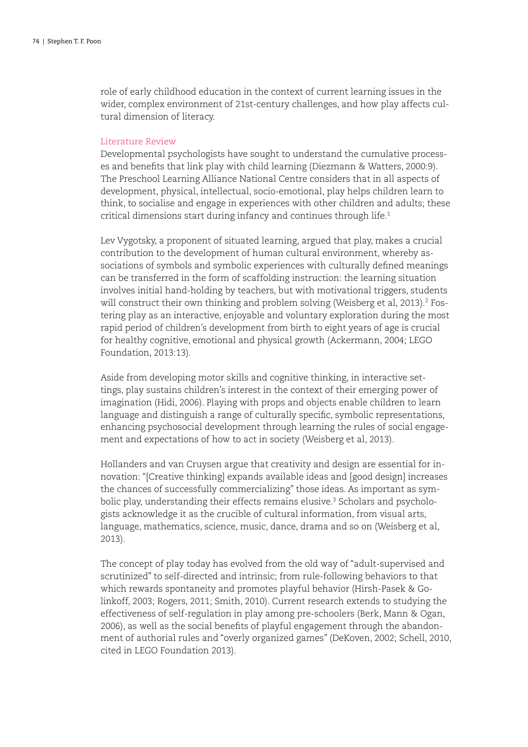role of early childhood education in the context of current learning issues in the wider, complex environment of 21st-century challenges, and how play affects cultural dimension of literacy.

## Literature Review

Developmental psychologists have sought to understand the cumulative processes and benefits that link play with child learning (Diezmann & Watters, 2000:9). The Preschool Learning Alliance National Centre considers that in all aspects of development, physical, intellectual, socio-emotional, play helps children learn to think, to socialise and engage in experiences with other children and adults; these critical dimensions start during infancy and continues through life.[1]

Lev Vygotsky, a proponent of situated learning, argued that play, makes a crucial contribution to the development of human cultural environment, whereby associations of symbols and symbolic experiences with culturally defined meanings can be transferred in the form of scaffolding instruction: the learning situation involves initial hand-holding by teachers, but with motivational triggers, students will construct their own thinking and problem solving (Weisberg et al, 2013).[2] Fostering play as an interactive, enjoyable and voluntary exploration during the most rapid period of children's development from birth to eight years of age is crucial for healthy cognitive, emotional and physical growth (Ackermann, 2004; LEGO Foundation, 2013:13).

Aside from developing motor skills and cognitive thinking, in interactive settings, play sustains children's interest in the context of their emerging power of imagination (Hidi, 2006). Playing with props and objects enable children to learn language and distinguish a range of culturally specific, symbolic representations, enhancing psychosocial development through learning the rules of social engagement and expectations of how to act in society (Weisberg et al, 2013).

Hollanders and van Cruysen argue that creativity and design are essential for innovation: "[Creative thinking] expands available ideas and [good design] increases the chances of successfully commercializing" those ideas. As important as symbolic play, understanding their effects remains elusive.[3] Scholars and psychologists acknowledge it as the crucible of cultural information, from visual arts, language, mathematics, science, music, dance, drama and so on (Weisberg et al, 2013).

The concept of play today has evolved from the old way of "adult-supervised and scrutinized" to self-directed and intrinsic; from rule-following behaviors to that which rewards spontaneity and promotes playful behavior (Hirsh-Pasek & Golinkoff, 2003; Rogers, 2011; Smith, 2010). Current research extends to studying the effectiveness of self-regulation in play among pre-schoolers (Berk, Mann & Ogan, 2006), as well as the social benefits of playful engagement through the abandonment of authorial rules and "overly organized games" (DeKoven, 2002; Schell, 2010, cited in LEGO Foundation 2013).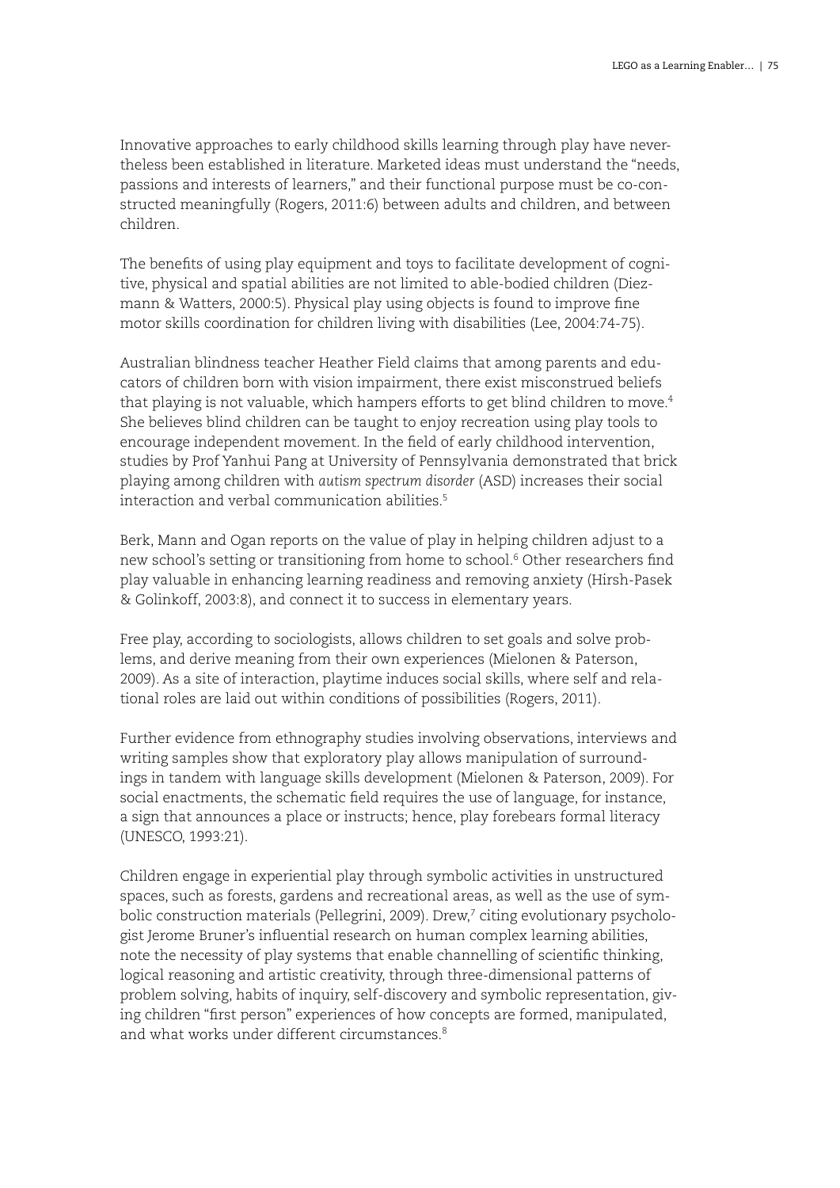Innovative approaches to early childhood skills learning through play have nevertheless been established in literature. Marketed ideas must understand the "needs, passions and interests of learners," and their functional purpose must be co-constructed meaningfully (Rogers, 2011:6) between adults and children, and between children.

The benefits of using play equipment and toys to facilitate development of cognitive, physical and spatial abilities are not limited to able-bodied children (Diezmann & Watters, 2000:5). Physical play using objects is found to improve fine motor skills coordination for children living with disabilities (Lee, 2004:74-75).

Australian blindness teacher Heather Field claims that among parents and educators of children born with vision impairment, there exist misconstrued beliefs that playing is not valuable, which hampers efforts to get blind children to move.[4] She believes blind children can be taught to enjoy recreation using play tools to encourage independent movement. In the field of early childhood intervention, studies by Prof Yanhui Pang at University of Pennsylvania demonstrated that brick playing among children with *autism spectrum disorder* (ASD) increases their social interaction and verbal communication abilities.[5]

Berk, Mann and Ogan reports on the value of play in helping children adjust to a new school's setting or transitioning from home to school.[6] Other researchers find play valuable in enhancing learning readiness and removing anxiety (Hirsh-Pasek & Golinkoff, 2003:8), and connect it to success in elementary years.

Free play, according to sociologists, allows children to set goals and solve problems, and derive meaning from their own experiences (Mielonen & Paterson, 2009). As a site of interaction, playtime induces social skills, where self and relational roles are laid out within conditions of possibilities (Rogers, 2011).

Further evidence from ethnography studies involving observations, interviews and writing samples show that exploratory play allows manipulation of surroundings in tandem with language skills development (Mielonen & Paterson, 2009). For social enactments, the schematic field requires the use of language, for instance, a sign that announces a place or instructs; hence, play forebears formal literacy (UNESCO, 1993:21).

Children engage in experiential play through symbolic activities in unstructured spaces, such as forests, gardens and recreational areas, as well as the use of symbolic construction materials (Pellegrini, 2009). Drew,[7] citing evolutionary psychologist Jerome Bruner's influential research on human complex learning abilities, note the necessity of play systems that enable channelling of scientific thinking, logical reasoning and artistic creativity, through three-dimensional patterns of problem solving, habits of inquiry, self-discovery and symbolic representation, giving children "first person" experiences of how concepts are formed, manipulated, and what works under different circumstances.[8]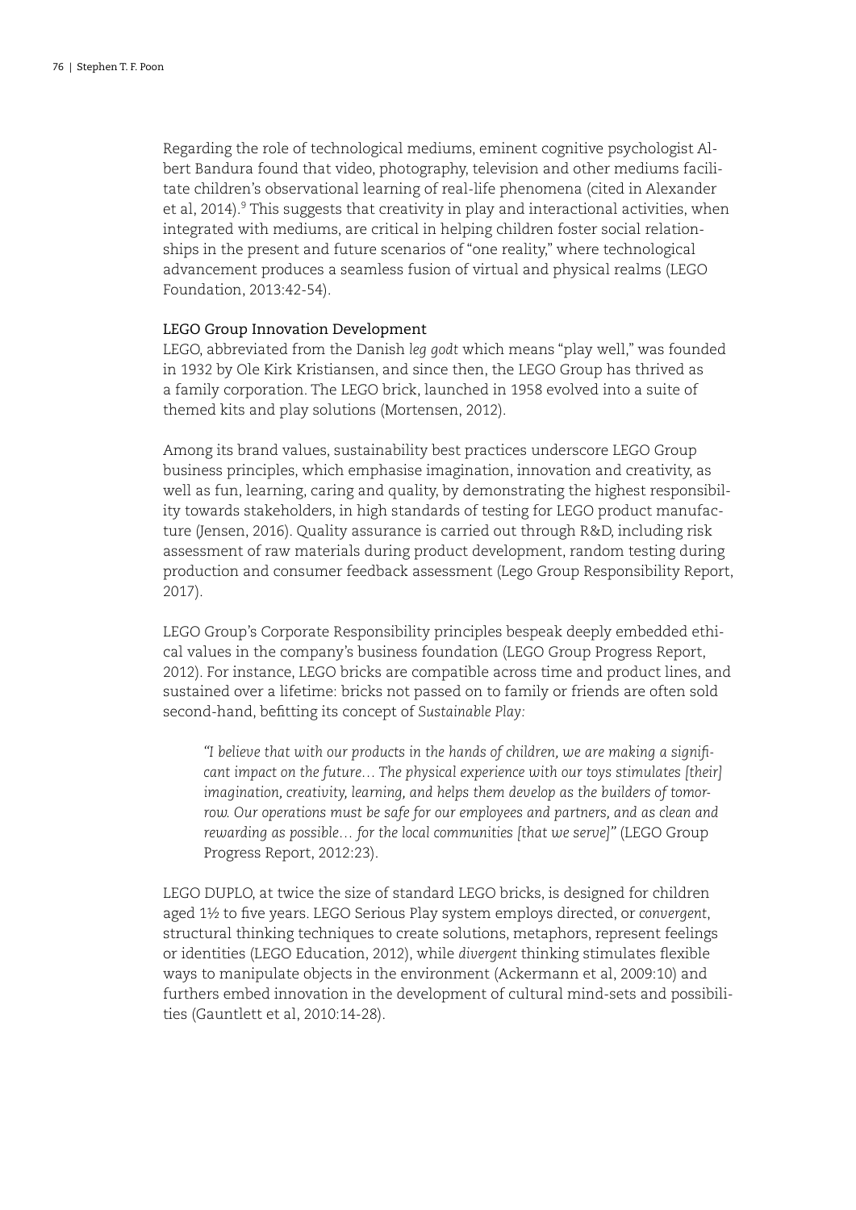Regarding the role of technological mediums, eminent cognitive psychologist Albert Bandura found that video, photography, television and other mediums facilitate children's observational learning of real-life phenomena (cited in Alexander et al, 2014).[9] This suggests that creativity in play and interactional activities, when integrated with mediums, are critical in helping children foster social relationships in the present and future scenarios of "one reality," where technological advancement produces a seamless fusion of virtual and physical realms (LEGO Foundation, 2013:42-54).

### LEGO Group Innovation Development

LEGO, abbreviated from the Danish *leg godt* which means "play well," was founded in 1932 by Ole Kirk Kristiansen, and since then, the LEGO Group has thrived as a family corporation. The LEGO brick, launched in 1958 evolved into a suite of themed kits and play solutions (Mortensen, 2012).

Among its brand values, sustainability best practices underscore LEGO Group business principles, which emphasise imagination, innovation and creativity, as well as fun, learning, caring and quality, by demonstrating the highest responsibility towards stakeholders, in high standards of testing for LEGO product manufacture (Jensen, 2016). Quality assurance is carried out through R&D, including risk assessment of raw materials during product development, random testing during production and consumer feedback assessment (Lego Group Responsibility Report, 2017).

LEGO Group's Corporate Responsibility principles bespeak deeply embedded ethical values in the company's business foundation (LEGO Group Progress Report, 2012). For instance, LEGO bricks are compatible across time and product lines, and sustained over a lifetime: bricks not passed on to family or friends are often sold second-hand, befitting its concept of *Sustainable Play:*

> *"I believe that with our products in the hands of children, we are making a significant impact on the future… The physical experience with our toys stimulates [their] imagination, creativity, learning, and helps them develop as the builders of tomorrow. Our operations must be safe for our employees and partners, and as clean and rewarding as possible… for the local communities [that we serve]"* (LEGO Group Progress Report, 2012:23).

LEGO DUPLO, at twice the size of standard LEGO bricks, is designed for children aged 1½ to five years. LEGO Serious Play system employs directed, or *convergent*, structural thinking techniques to create solutions, metaphors, represent feelings or identities (LEGO Education, 2012), while *divergent* thinking stimulates flexible ways to manipulate objects in the environment (Ackermann et al, 2009:10) and furthers embed innovation in the development of cultural mind-sets and possibilities (Gauntlett et al, 2010:14-28).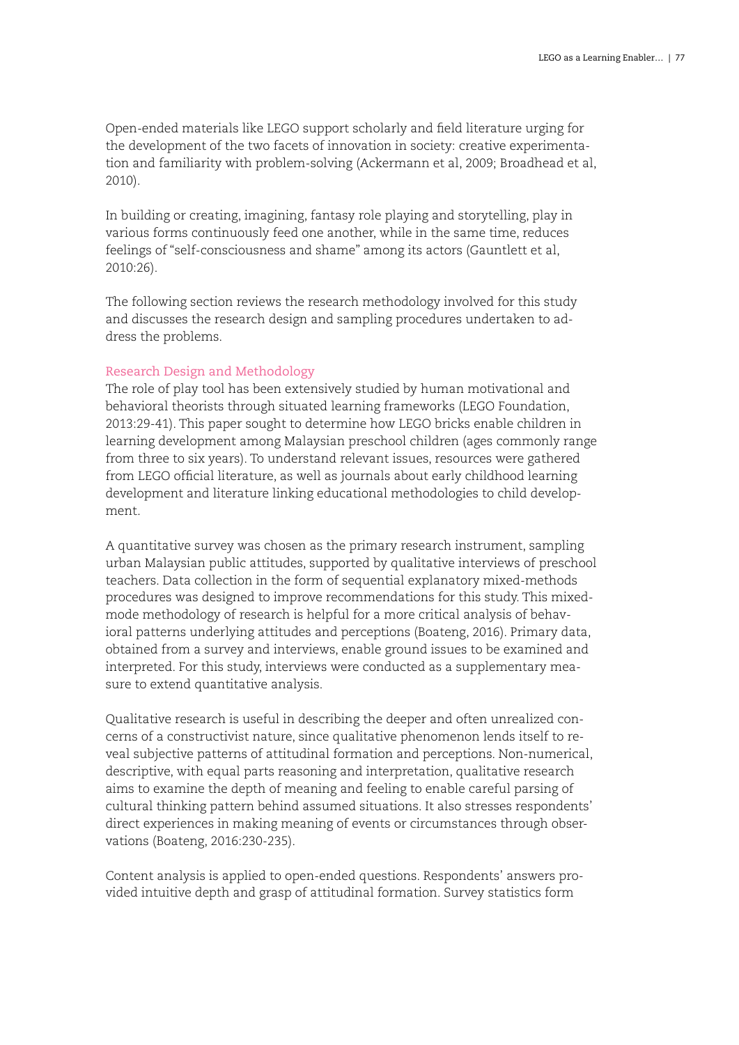Open-ended materials like LEGO support scholarly and field literature urging for the development of the two facets of innovation in society: creative experimentation and familiarity with problem-solving (Ackermann et al, 2009; Broadhead et al, 2010).

In building or creating, imagining, fantasy role playing and storytelling, play in various forms continuously feed one another, while in the same time, reduces feelings of "self-consciousness and shame" among its actors (Gauntlett et al, 2010:26).

The following section reviews the research methodology involved for this study and discusses the research design and sampling procedures undertaken to address the problems.

## Research Design and Methodology

The role of play tool has been extensively studied by human motivational and behavioral theorists through situated learning frameworks (LEGO Foundation, 2013:29-41). This paper sought to determine how LEGO bricks enable children in learning development among Malaysian preschool children (ages commonly range from three to six years). To understand relevant issues, resources were gathered from LEGO official literature, as well as journals about early childhood learning development and literature linking educational methodologies to child development.

A quantitative survey was chosen as the primary research instrument, sampling urban Malaysian public attitudes, supported by qualitative interviews of preschool teachers. Data collection in the form of sequential explanatory mixed-methods procedures was designed to improve recommendations for this study. This mixed-mode methodology of research is helpful for a more critical analysis of behavioral patterns underlying attitudes and perceptions (Boateng, 2016). Primary data, obtained from a survey and interviews, enable ground issues to be examined and interpreted. For this study, interviews were conducted as a supplementary measure to extend quantitative analysis.

Qualitative research is useful in describing the deeper and often unrealized concerns of a constructivist nature, since qualitative phenomenon lends itself to reveal subjective patterns of attitudinal formation and perceptions. Non-numerical, descriptive, with equal parts reasoning and interpretation, qualitative research aims to examine the depth of meaning and feeling to enable careful parsing of cultural thinking pattern behind assumed situations. It also stresses respondents' direct experiences in making meaning of events or circumstances through observations (Boateng, 2016:230-235).

Content analysis is applied to open-ended questions. Respondents' answers provided intuitive depth and grasp of attitudinal formation. Survey statistics form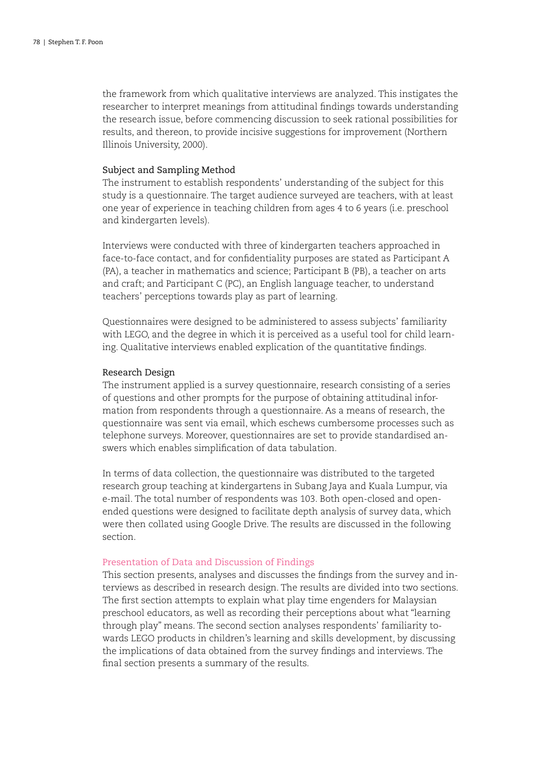the framework from which qualitative interviews are analyzed. This instigates the researcher to interpret meanings from attitudinal findings towards understanding the research issue, before commencing discussion to seek rational possibilities for results, and thereon, to provide incisive suggestions for improvement (Northern Illinois University, 2000).

### Subject and Sampling Method

The instrument to establish respondents' understanding of the subject for this study is a questionnaire. The target audience surveyed are teachers, with at least one year of experience in teaching children from ages 4 to 6 years (i.e. preschool and kindergarten levels).

Interviews were conducted with three of kindergarten teachers approached in face-to-face contact, and for confidentiality purposes are stated as Participant A (PA), a teacher in mathematics and science; Participant B (PB), a teacher on arts and craft; and Participant C (PC), an English language teacher, to understand teachers' perceptions towards play as part of learning.

Questionnaires were designed to be administered to assess subjects' familiarity with LEGO, and the degree in which it is perceived as a useful tool for child learning. Qualitative interviews enabled explication of the quantitative findings.

### Research Design

The instrument applied is a survey questionnaire, research consisting of a series of questions and other prompts for the purpose of obtaining attitudinal information from respondents through a questionnaire. As a means of research, the questionnaire was sent via email, which eschews cumbersome processes such as telephone surveys. Moreover, questionnaires are set to provide standardised answers which enables simplification of data tabulation.

In terms of data collection, the questionnaire was distributed to the targeted research group teaching at kindergartens in Subang Jaya and Kuala Lumpur, via e-mail. The total number of respondents was 103. Both open-closed and open-ended questions were designed to facilitate depth analysis of survey data, which were then collated using Google Drive. The results are discussed in the following section.

## Presentation of Data and Discussion of Findings

This section presents, analyses and discusses the findings from the survey and interviews as described in research design. The results are divided into two sections. The first section attempts to explain what play time engenders for Malaysian preschool educators, as well as recording their perceptions about what "learning through play" means. The second section analyses respondents' familiarity towards LEGO products in children's learning and skills development, by discussing the implications of data obtained from the survey findings and interviews. The final section presents a summary of the results.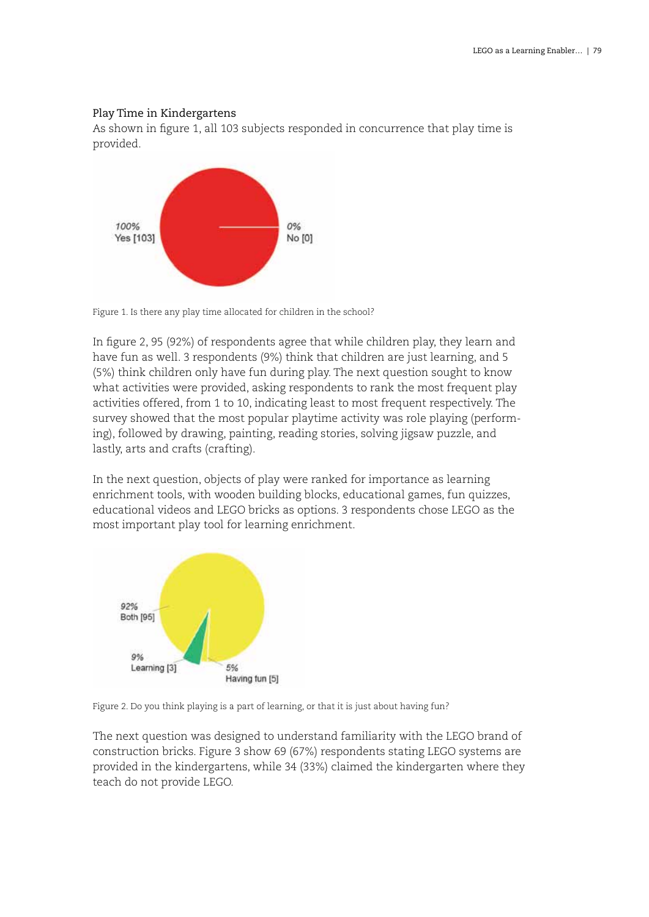### Play Time in Kindergartens

As shown in figure 1, all 103 subjects responded in concurrence that play time is provided.

100% Yes [103]

0% No [0]

Figure 1. Is there any play time allocated for children in the school?

In figure 2, 95 (92%) of respondents agree that while children play, they learn and have fun as well. 3 respondents (9%) think that children are just learning, and 5 (5%) think children only have fun during play. The next question sought to know what activities were provided, asking respondents to rank the most frequent play activities offered, from 1 to 10, indicating least to most frequent respectively. The survey showed that the most popular playtime activity was role playing (performing), followed by drawing, painting, reading stories, solving jigsaw puzzle, and lastly, arts and crafts (crafting).

In the next question, objects of play were ranked for importance as learning enrichment tools, with wooden building blocks, educational games, fun quizzes, educational videos and LEGO bricks as options. 3 respondents chose LEGO as the most important play tool for learning enrichment.

92% Both [95]

9% Learning [3]

5% Having fun [5]

Figure 2. Do you think playing is a part of learning, or that it is just about having fun?

The next question was designed to understand familiarity with the LEGO brand of construction bricks. Figure 3 show 69 (67%) respondents stating LEGO systems are provided in the kindergartens, while 34 (33%) claimed the kindergarten where they teach do not provide LEGO.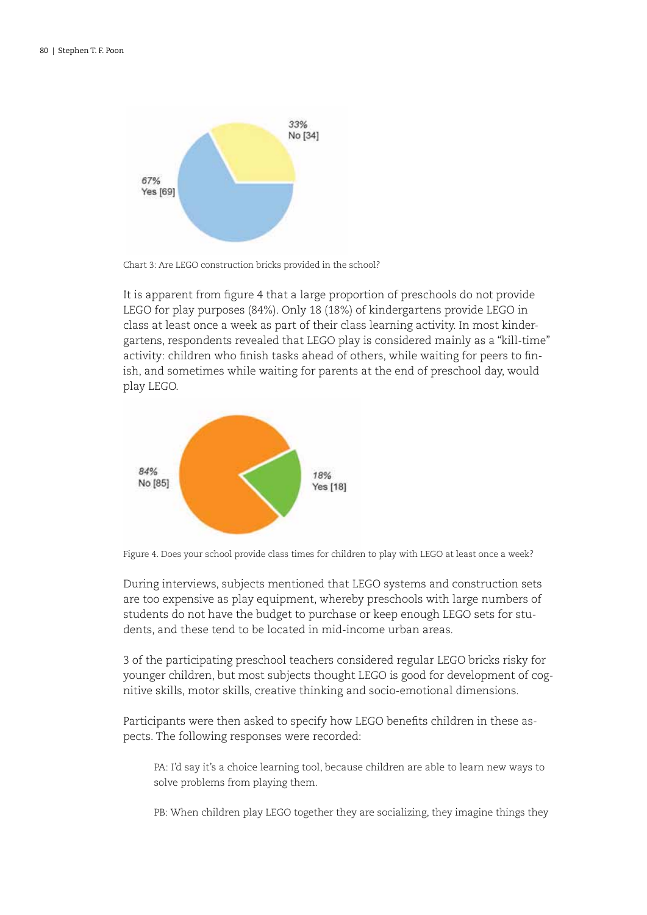Chart 3: Are LEGO construction bricks provided in the school?

It is apparent from figure 4 that a large proportion of preschools do not provide LEGO for play purposes (84%). Only 18 (18%) of kindergartens provide LEGO in class at least once a week as part of their class learning activity. In most kindergartens, respondents revealed that LEGO play is considered mainly as a "kill-time" activity: children who finish tasks ahead of others, while waiting for peers to finish, and sometimes while waiting for parents at the end of preschool day, would play LEGO.

Figure 4. Does your school provide class times for children to play with LEGO at least once a week?

During interviews, subjects mentioned that LEGO systems and construction sets are too expensive as play equipment, whereby preschools with large numbers of students do not have the budget to purchase or keep enough LEGO sets for students, and these tend to be located in mid-income urban areas.

3 of the participating preschool teachers considered regular LEGO bricks risky for younger children, but most subjects thought LEGO is good for development of cognitive skills, motor skills, creative thinking and socio-emotional dimensions.

Participants were then asked to specify how LEGO benefits children in these aspects. The following responses were recorded:

> PA: I'd say it's a choice learning tool, because children are able to learn new ways to solve problems from playing them.
>
> PB: When children play LEGO together they are socializing, they imagine things they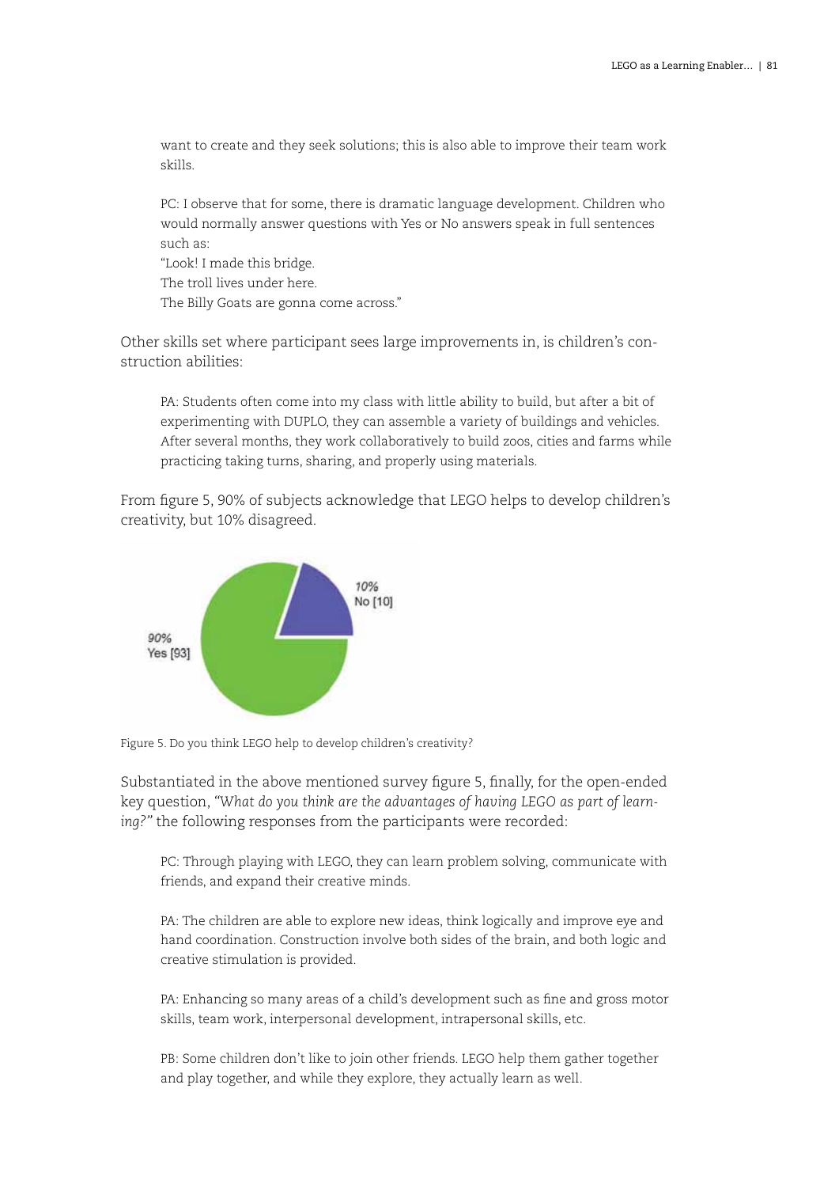want to create and they seek solutions; this is also able to improve their team work skills.

> PC: I observe that for some, there is dramatic language development. Children who would normally answer questions with Yes or No answers speak in full sentences such as:
> "Look! I made this bridge.
> The troll lives under here.
> The Billy Goats are gonna come across."

Other skills set where participant sees large improvements in, is children's construction abilities:

> PA: Students often come into my class with little ability to build, but after a bit of experimenting with DUPLO, they can assemble a variety of buildings and vehicles. After several months, they work collaboratively to build zoos, cities and farms while practicing taking turns, sharing, and properly using materials.

From figure 5, 90% of subjects acknowledge that LEGO helps to develop children's creativity, but 10% disagreed.

10% No [10]

90% Yes [93]

Figure 5. Do you think LEGO help to develop children's creativity?

Substantiated in the above mentioned survey figure 5, finally, for the open-ended key question, *"What do you think are the advantages of having LEGO as part of learning?"* the following responses from the participants were recorded:

> PC: Through playing with LEGO, they can learn problem solving, communicate with friends, and expand their creative minds.

> PA: The children are able to explore new ideas, think logically and improve eye and hand coordination. Construction involve both sides of the brain, and both logic and creative stimulation is provided.

> PA: Enhancing so many areas of a child's development such as fine and gross motor skills, team work, interpersonal development, intrapersonal skills, etc.

> PB: Some children don't like to join other friends. LEGO help them gather together and play together, and while they explore, they actually learn as well.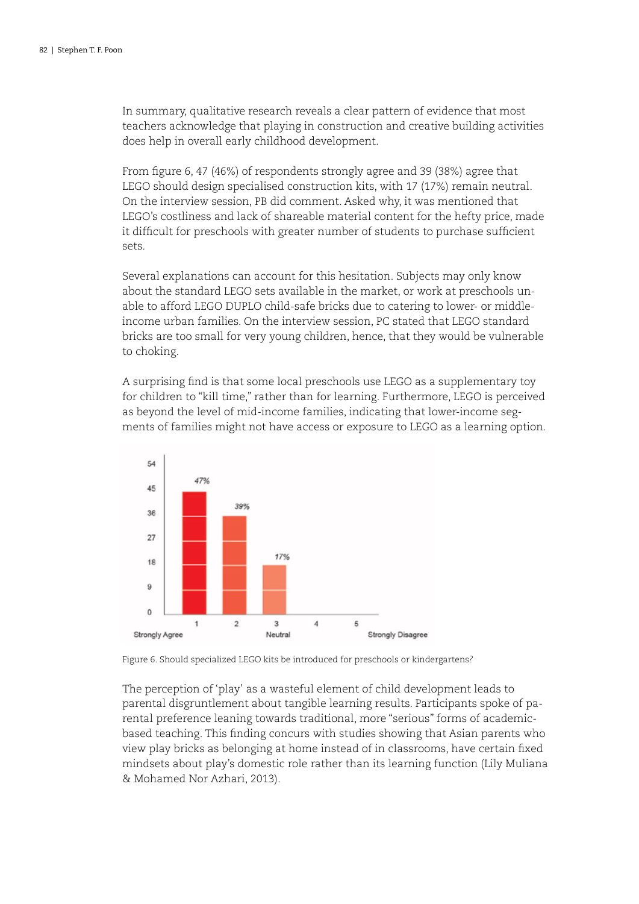In summary, qualitative research reveals a clear pattern of evidence that most teachers acknowledge that playing in construction and creative building activities does help in overall early childhood development.

From figure 6, 47 (46%) of respondents strongly agree and 39 (38%) agree that LEGO should design specialised construction kits, with 17 (17%) remain neutral. On the interview session, PB did comment. Asked why, it was mentioned that LEGO's costliness and lack of shareable material content for the hefty price, made it difficult for preschools with greater number of students to purchase sufficient sets.

Several explanations can account for this hesitation. Subjects may only know about the standard LEGO sets available in the market, or work at preschools unable to afford LEGO DUPLO child-safe bricks due to catering to lower- or middle-income urban families. On the interview session, PC stated that LEGO standard bricks are too small for very young children, hence, that they would be vulnerable to choking.

A surprising find is that some local preschools use LEGO as a supplementary toy for children to "kill time," rather than for learning. Furthermore, LEGO is perceived as beyond the level of mid-income families, indicating that lower-income segments of families might not have access or exposure to LEGO as a learning option.

Figure 6. Should specialized LEGO kits be introduced for preschools or kindergartens?

The perception of 'play' as a wasteful element of child development leads to parental disgruntlement about tangible learning results. Participants spoke of parental preference leaning towards traditional, more "serious" forms of academic-based teaching. This finding concurs with studies showing that Asian parents who view play bricks as belonging at home instead of in classrooms, have certain fixed mindsets about play's domestic role rather than its learning function (Lily Muliana & Mohamed Nor Azhari, 2013).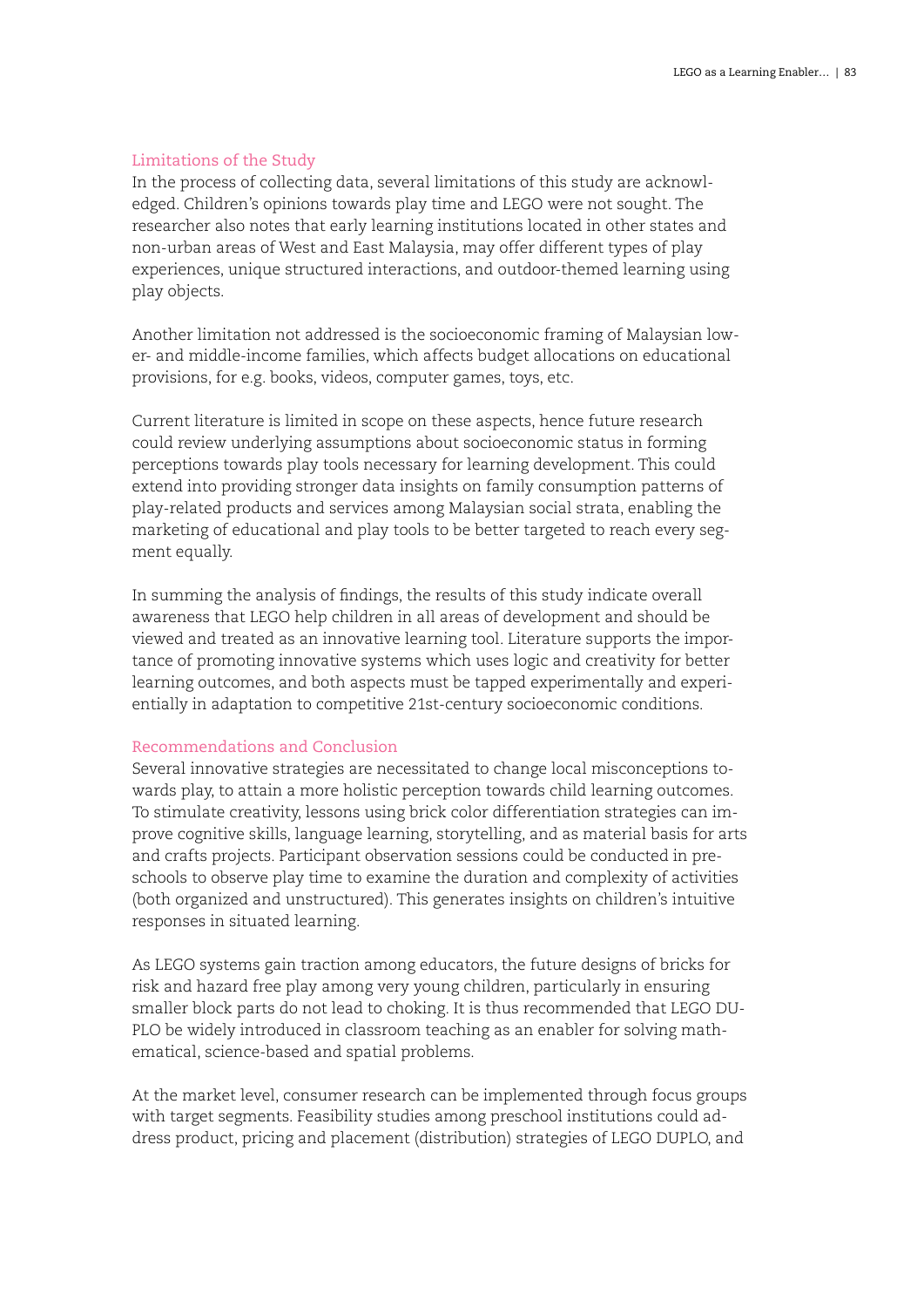## Limitations of the Study

In the process of collecting data, several limitations of this study are acknowledged. Children's opinions towards play time and LEGO were not sought. The researcher also notes that early learning institutions located in other states and non-urban areas of West and East Malaysia, may offer different types of play experiences, unique structured interactions, and outdoor-themed learning using play objects.

Another limitation not addressed is the socioeconomic framing of Malaysian lower- and middle-income families, which affects budget allocations on educational provisions, for e.g. books, videos, computer games, toys, etc.

Current literature is limited in scope on these aspects, hence future research could review underlying assumptions about socioeconomic status in forming perceptions towards play tools necessary for learning development. This could extend into providing stronger data insights on family consumption patterns of play-related products and services among Malaysian social strata, enabling the marketing of educational and play tools to be better targeted to reach every segment equally.

In summing the analysis of findings, the results of this study indicate overall awareness that LEGO help children in all areas of development and should be viewed and treated as an innovative learning tool. Literature supports the importance of promoting innovative systems which uses logic and creativity for better learning outcomes, and both aspects must be tapped experimentally and experientially in adaptation to competitive 21st-century socioeconomic conditions.

## Recommendations and Conclusion

Several innovative strategies are necessitated to change local misconceptions towards play, to attain a more holistic perception towards child learning outcomes. To stimulate creativity, lessons using brick color differentiation strategies can improve cognitive skills, language learning, storytelling, and as material basis for arts and crafts projects. Participant observation sessions could be conducted in preschools to observe play time to examine the duration and complexity of activities (both organized and unstructured). This generates insights on children's intuitive responses in situated learning.

As LEGO systems gain traction among educators, the future designs of bricks for risk and hazard free play among very young children, particularly in ensuring smaller block parts do not lead to choking. It is thus recommended that LEGO DUPLO be widely introduced in classroom teaching as an enabler for solving mathematical, science-based and spatial problems.

At the market level, consumer research can be implemented through focus groups with target segments. Feasibility studies among preschool institutions could address product, pricing and placement (distribution) strategies of LEGO DUPLO, and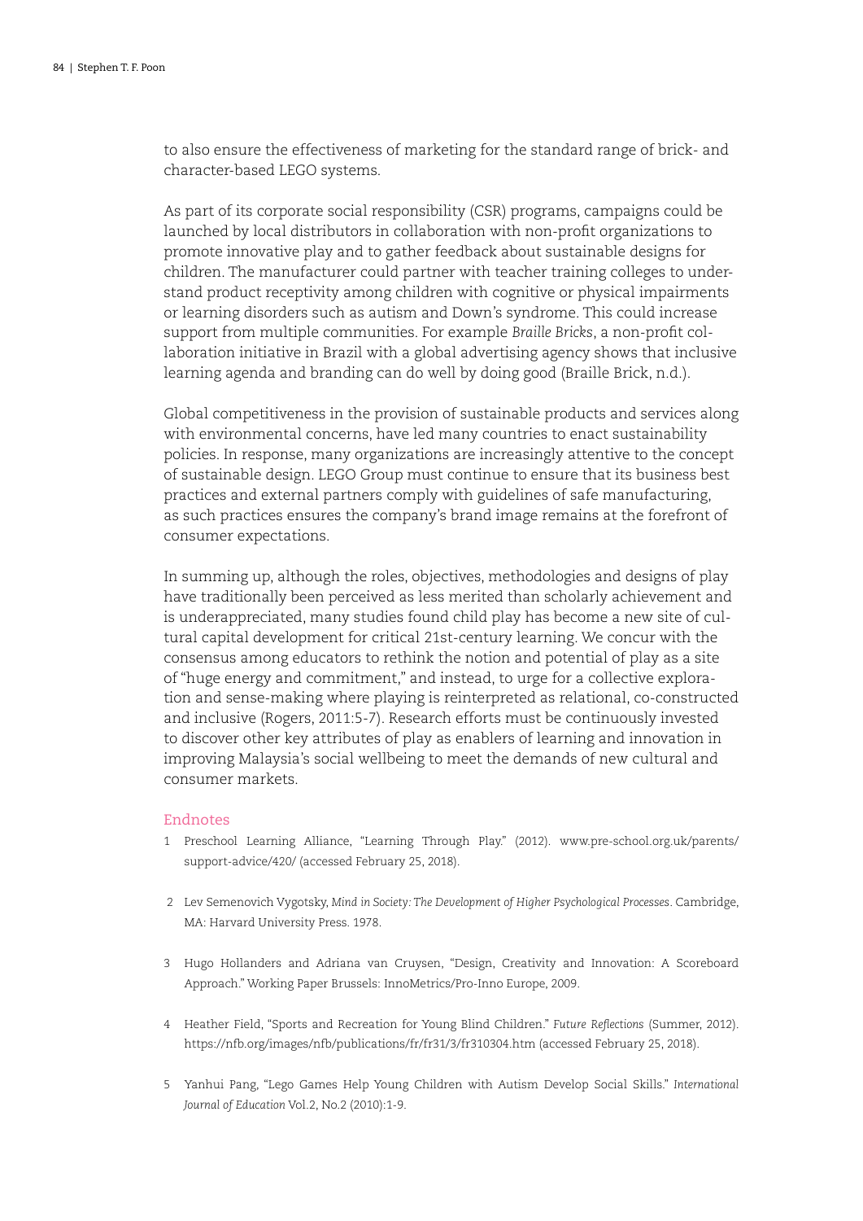to also ensure the effectiveness of marketing for the standard range of brick- and character-based LEGO systems.

As part of its corporate social responsibility (CSR) programs, campaigns could be launched by local distributors in collaboration with non-profit organizations to promote innovative play and to gather feedback about sustainable designs for children. The manufacturer could partner with teacher training colleges to understand product receptivity among children with cognitive or physical impairments or learning disorders such as autism and Down's syndrome. This could increase support from multiple communities. For example *Braille Bricks*, a non-profit collaboration initiative in Brazil with a global advertising agency shows that inclusive learning agenda and branding can do well by doing good (Braille Brick, n.d.).

Global competitiveness in the provision of sustainable products and services along with environmental concerns, have led many countries to enact sustainability policies. In response, many organizations are increasingly attentive to the concept of sustainable design. LEGO Group must continue to ensure that its business best practices and external partners comply with guidelines of safe manufacturing, as such practices ensures the company's brand image remains at the forefront of consumer expectations.

In summing up, although the roles, objectives, methodologies and designs of play have traditionally been perceived as less merited than scholarly achievement and is underappreciated, many studies found child play has become a new site of cultural capital development for critical 21st-century learning. We concur with the consensus among educators to rethink the notion and potential of play as a site of "huge energy and commitment," and instead, to urge for a collective exploration and sense-making where playing is reinterpreted as relational, co-constructed and inclusive (Rogers, 2011:5-7). Research efforts must be continuously invested to discover other key attributes of play as enablers of learning and innovation in improving Malaysia's social wellbeing to meet the demands of new cultural and consumer markets.

## Endnotes

1. Preschool Learning Alliance, "Learning Through Play." (2012). www.pre-school.org.uk/parents/support-advice/420/ (accessed February 25, 2018).
2. Lev Semenovich Vygotsky, *Mind in Society: The Development of Higher Psychological Processes*. Cambridge, MA: Harvard University Press. 1978.
3. Hugo Hollanders and Adriana van Cruysen, "Design, Creativity and Innovation: A Scoreboard Approach." Working Paper Brussels: InnoMetrics/Pro-Inno Europe, 2009.
4. Heather Field, "Sports and Recreation for Young Blind Children." *Future Reflections* (Summer, 2012). https://nfb.org/images/nfb/publications/fr/fr31/3/fr310304.htm (accessed February 25, 2018).
5. Yanhui Pang, "Lego Games Help Young Children with Autism Develop Social Skills." *International Journal of Education* Vol.2, No.2 (2010):1-9.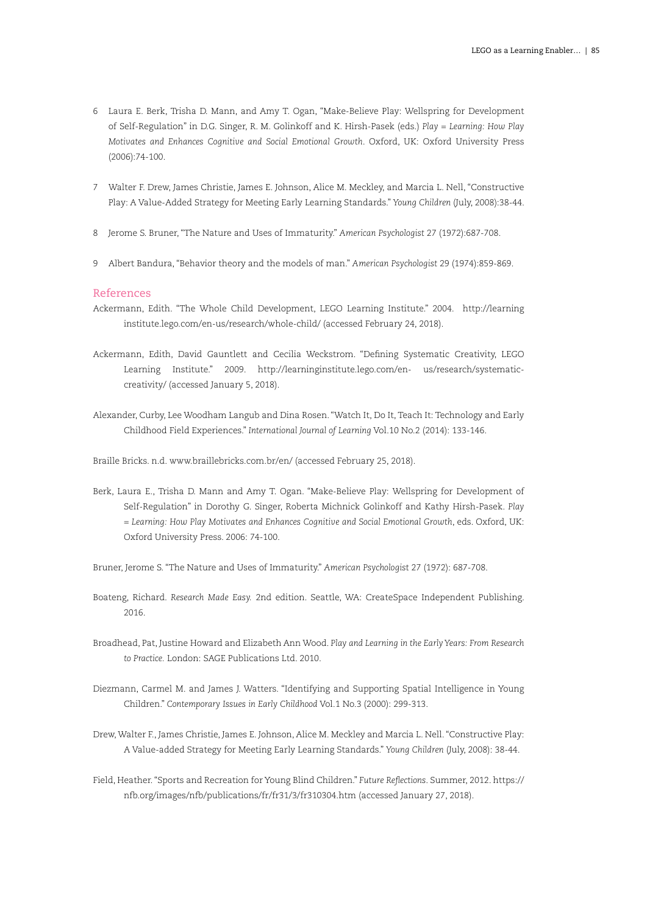6 Laura E. Berk, Trisha D. Mann, and Amy T. Ogan, "Make-Believe Play: Wellspring for Development of Self-Regulation" in D.G. Singer, R. M. Golinkoff and K. Hirsh-Pasek (eds.) *Play = Learning: How Play Motivates and Enhances Cognitive and Social Emotional Growth*. Oxford, UK: Oxford University Press (2006):74-100.

7 Walter F. Drew, James Christie, James E. Johnson, Alice M. Meckley, and Marcia L. Nell, "Constructive Play: A Value-Added Strategy for Meeting Early Learning Standards." *Young Children* (July, 2008):38-44.

8 Jerome S. Bruner, "The Nature and Uses of Immaturity." *American Psychologist* 27 (1972):687-708.

9 Albert Bandura, "Behavior theory and the models of man." *American Psychologist* 29 (1974):859-869.

## References

Ackermann, Edith. "The Whole Child Development, LEGO Learning Institute." 2004. http://learning institute.lego.com/en-us/research/whole-child/ (accessed February 24, 2018).

Ackermann, Edith, David Gauntlett and Cecilia Weckstrom. "Defining Systematic Creativity, LEGO Learning Institute." 2009. http://learninginstitute.lego.com/en- us/research/systematic-creativity/ (accessed January 5, 2018).

Alexander, Curby, Lee Woodham Langub and Dina Rosen. "Watch It, Do It, Teach It: Technology and Early Childhood Field Experiences." *International Journal of Learning* Vol.10 No.2 (2014): 133-146.

Braille Bricks. n.d. www.braillebricks.com.br/en/ (accessed February 25, 2018).

Berk, Laura E., Trisha D. Mann and Amy T. Ogan. "Make-Believe Play: Wellspring for Development of Self-Regulation" in Dorothy G. Singer, Roberta Michnick Golinkoff and Kathy Hirsh-Pasek. *Play = Learning: How Play Motivates and Enhances Cognitive and Social Emotional Growth*, eds. Oxford, UK: Oxford University Press. 2006: 74-100.

Bruner, Jerome S. "The Nature and Uses of Immaturity." *American Psychologist* 27 (1972): 687-708.

Boateng, Richard. *Research Made Easy.* 2nd edition. Seattle, WA: CreateSpace Independent Publishing. 2016.

Broadhead, Pat, Justine Howard and Elizabeth Ann Wood. *Play and Learning in the Early Years: From Research to Practice.* London: SAGE Publications Ltd. 2010.

Diezmann, Carmel M. and James J. Watters. "Identifying and Supporting Spatial Intelligence in Young Children." *Contemporary Issues in Early Childhood* Vol.1 No.3 (2000): 299-313.

Drew, Walter F., James Christie, James E. Johnson, Alice M. Meckley and Marcia L. Nell. "Constructive Play: A Value-added Strategy for Meeting Early Learning Standards." *Young Children* (July, 2008): 38-44.

Field, Heather. "Sports and Recreation for Young Blind Children." *Future Reflections*. Summer, 2012. https://nfb.org/images/nfb/publications/fr/fr31/3/fr310304.htm (accessed January 27, 2018).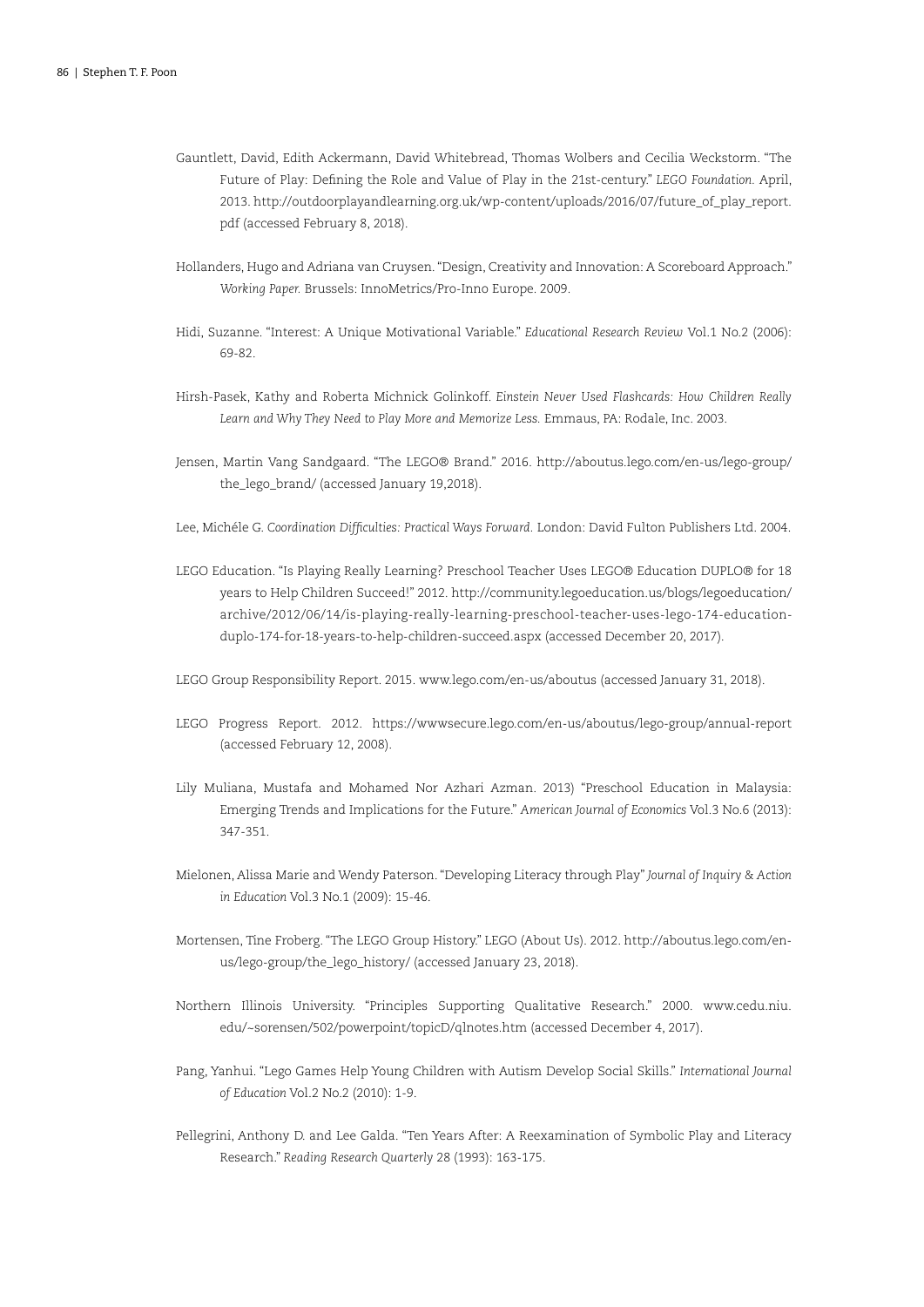Gauntlett, David, Edith Ackermann, David Whitebread, Thomas Wolbers and Cecilia Weckstorm. "The Future of Play: Defining the Role and Value of Play in the 21st-century." *LEGO Foundation*. April, 2013. http://outdoorplayandlearning.org.uk/wp-content/uploads/2016/07/future_of_play_report.pdf (accessed February 8, 2018).

Hollanders, Hugo and Adriana van Cruysen. "Design, Creativity and Innovation: A Scoreboard Approach." *Working Paper*. Brussels: InnoMetrics/Pro-Inno Europe. 2009.

Hidi, Suzanne. "Interest: A Unique Motivational Variable." *Educational Research Review* Vol.1 No.2 (2006): 69-82.

Hirsh-Pasek, Kathy and Roberta Michnick Golinkoff. *Einstein Never Used Flashcards: How Children Really Learn and Why They Need to Play More and Memorize Less.* Emmaus, PA: Rodale, Inc. 2003.

Jensen, Martin Vang Sandgaard. "The LEGO® Brand." 2016. http://aboutus.lego.com/en-us/lego-group/the_lego_brand/ (accessed January 19,2018).

Lee, Michéle G. *Coordination Difficulties: Practical Ways Forward*. London: David Fulton Publishers Ltd. 2004.

LEGO Education. "Is Playing Really Learning? Preschool Teacher Uses LEGO® Education DUPLO® for 18 years to Help Children Succeed!" 2012. http://community.legoeducation.us/blogs/legoeducation/archive/2012/06/14/is-playing-really-learning-preschool-teacher-uses-lego-174-education-duplo-174-for-18-years-to-help-children-succeed.aspx (accessed December 20, 2017).

LEGO Group Responsibility Report. 2015. www.lego.com/en-us/aboutus (accessed January 31, 2018).

LEGO Progress Report. 2012. https://wwwsecure.lego.com/en-us/aboutus/lego-group/annual-report (accessed February 12, 2008).

Lily Muliana, Mustafa and Mohamed Nor Azhari Azman. 2013) "Preschool Education in Malaysia: Emerging Trends and Implications for the Future." *American Journal of Economics* Vol.3 No.6 (2013): 347-351.

Mielonen, Alissa Marie and Wendy Paterson. "Developing Literacy through Play" *Journal of Inquiry & Action in Education* Vol.3 No.1 (2009): 15-46.

Mortensen, Tine Froberg. "The LEGO Group History." LEGO (About Us). 2012. http://aboutus.lego.com/en-us/lego-group/the_lego_history/ (accessed January 23, 2018).

Northern Illinois University. "Principles Supporting Qualitative Research." 2000. www.cedu.niu.edu/~sorensen/502/powerpoint/topicD/qlnotes.htm (accessed December 4, 2017).

Pang, Yanhui. "Lego Games Help Young Children with Autism Develop Social Skills." *International Journal of Education* Vol.2 No.2 (2010): 1-9.

Pellegrini, Anthony D. and Lee Galda. "Ten Years After: A Reexamination of Symbolic Play and Literacy Research." *Reading Research Quarterly* 28 (1993): 163-175.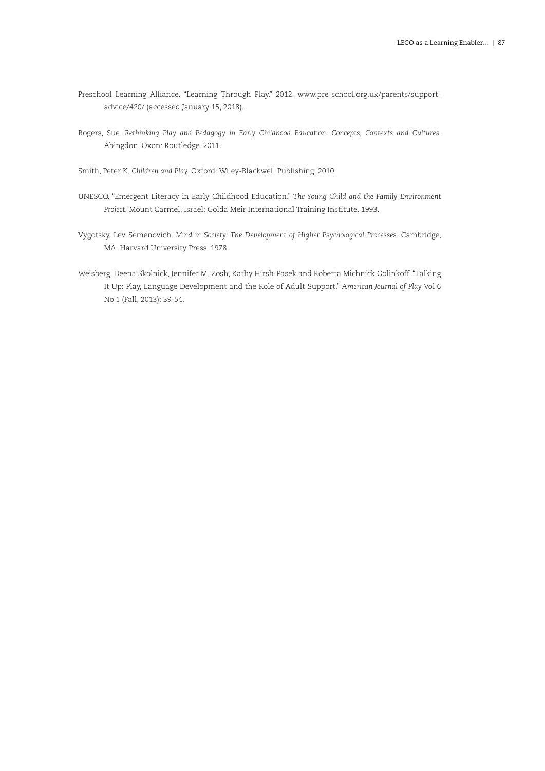Preschool Learning Alliance. "Learning Through Play." 2012. www.pre-school.org.uk/parents/support-advice/420/ (accessed January 15, 2018).

Rogers, Sue. *Rethinking Play and Pedagogy in Early Childhood Education: Concepts, Contexts and Cultures.* Abingdon, Oxon: Routledge. 2011.

Smith, Peter K. *Children and Play.* Oxford: Wiley-Blackwell Publishing. 2010.

UNESCO. "Emergent Literacy in Early Childhood Education." *The Young Child and the Family Environment Project.* Mount Carmel, Israel: Golda Meir International Training Institute. 1993.

Vygotsky, Lev Semenovich. *Mind in Society: The Development of Higher Psychological Processes.* Cambridge, MA: Harvard University Press. 1978.

Weisberg, Deena Skolnick, Jennifer M. Zosh, Kathy Hirsh-Pasek and Roberta Michnick Golinkoff. "Talking It Up: Play, Language Development and the Role of Adult Support." *American Journal of Play* Vol.6 No.1 (Fall, 2013): 39-54.